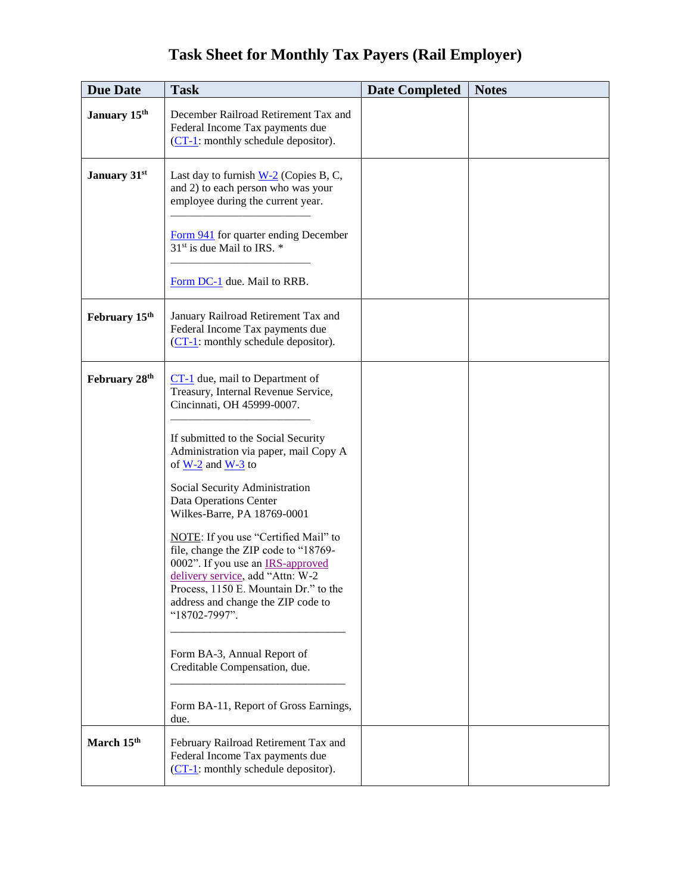# Task Sheet for Monthly Tax Payers (Rail Employer)

| Due Date | Task | Date Completed | Notes |
|---|---|---|---|
| **January 15th** | December Railroad Retirement Tax and Federal Income Tax payments due (CT-1: monthly schedule depositor). | | |
| **January 31st** | Last day to furnish W-2 (Copies B, C, and 2) to each person who was your employee during the current year.<br>———————————<br>Form 941 for quarter ending December 31st is due Mail to IRS. *<br>———————————<br>Form DC-1 due. Mail to RRB. | | |
| **February 15th** | January Railroad Retirement Tax and Federal Income Tax payments due (CT-1: monthly schedule depositor). | | |
| **February 28th** | CT-1 due, mail to Department of Treasury, Internal Revenue Service, Cincinnati, OH 45999-0007.<br>———————————<br>If submitted to the Social Security Administration via paper, mail Copy A of W-2 and W-3 to<br><br>Social Security Administration<br>Data Operations Center<br>Wilkes-Barre, PA 18769-0001<br><br>NOTE: If you use "Certified Mail" to file, change the ZIP code to "18769-0002". If you use an IRS-approved delivery service, add "Attn: W-2 Process, 1150 E. Mountain Dr." to the address and change the ZIP code to "18702-7997".<br>———————————<br>Form BA-3, Annual Report of Creditable Compensation, due.<br>———————————<br>Form BA-11, Report of Gross Earnings, due. | | |
| **March 15th** | February Railroad Retirement Tax and Federal Income Tax payments due (CT-1: monthly schedule depositor). | | |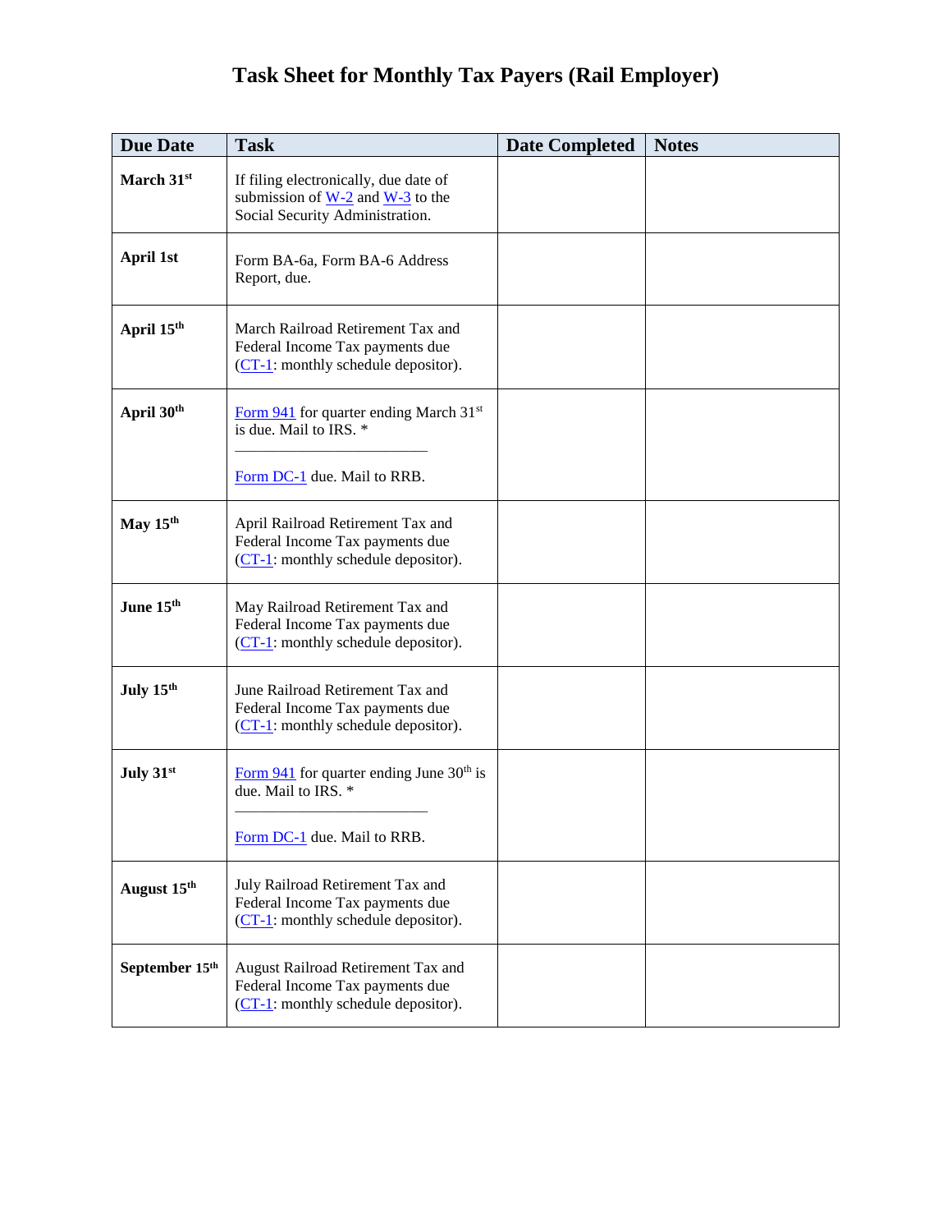# Task Sheet for Monthly Tax Payers (Rail Employer)

| Due Date | Task | Date Completed | Notes |
|---|---|---|---|
| **March 31st** | If filing electronically, due date of submission of W-2 and W-3 to the Social Security Administration. | | |
| **April 1st** | Form BA-6a, Form BA-6 Address Report, due. | | |
| **April 15th** | March Railroad Retirement Tax and Federal Income Tax payments due (CT-1: monthly schedule depositor). | | |
| **April 30th** | Form 941 for quarter ending March 31st is due. Mail to IRS. * <br> ______________________ <br> Form DC-1 due. Mail to RRB. | | |
| **May 15th** | April Railroad Retirement Tax and Federal Income Tax payments due (CT-1: monthly schedule depositor). | | |
| **June 15th** | May Railroad Retirement Tax and Federal Income Tax payments due (CT-1: monthly schedule depositor). | | |
| **July 15th** | June Railroad Retirement Tax and Federal Income Tax payments due (CT-1: monthly schedule depositor). | | |
| **July 31st** | Form 941 for quarter ending June 30th is due. Mail to IRS. * <br> ______________________ <br> Form DC-1 due. Mail to RRB. | | |
| **August 15th** | July Railroad Retirement Tax and Federal Income Tax payments due (CT-1: monthly schedule depositor). | | |
| **September 15th** | August Railroad Retirement Tax and Federal Income Tax payments due (CT-1: monthly schedule depositor). | | |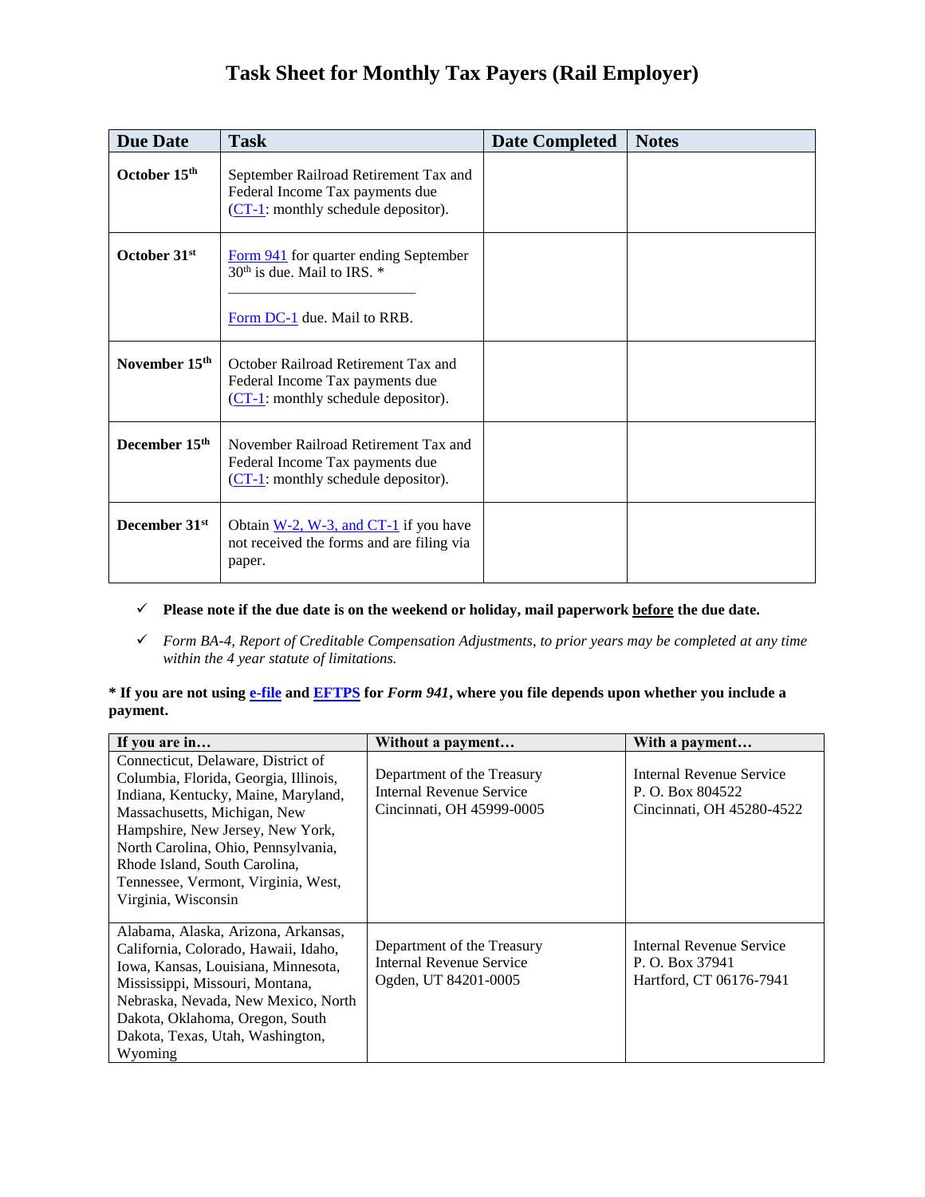# Task Sheet for Monthly Tax Payers (Rail Employer)

| Due Date | Task | Date Completed | Notes |
|---|---|---|---|
| **October 15th** | September Railroad Retirement Tax and Federal Income Tax payments due (CT-1: monthly schedule depositor). | | |
| **October 31st** | Form 941 for quarter ending September 30th is due. Mail to IRS. * <br>\_\_\_\_\_\_\_\_\_\_\_\_\_\_\_\_\_\_\_\_\_\_ <br>Form DC-1 due. Mail to RRB. | | |
| **November 15th** | October Railroad Retirement Tax and Federal Income Tax payments due (CT-1: monthly schedule depositor). | | |
| **December 15th** | November Railroad Retirement Tax and Federal Income Tax payments due (CT-1: monthly schedule depositor). | | |
| **December 31st** | Obtain W-2, W-3, and CT-1 if you have not received the forms and are filing via paper. | | |

- ✓ **Please note if the due date is on the weekend or holiday, mail paperwork before the due date.**
- ✓ *Form BA-4, Report of Creditable Compensation Adjustments, to prior years may be completed at any time within the 4 year statute of limitations.*

**\* If you are not using e-file and EFTPS for *Form 941*, where you file depends upon whether you include a payment.**

| If you are in… | Without a payment… | With a payment… |
|---|---|---|
| Connecticut, Delaware, District of Columbia, Florida, Georgia, Illinois, Indiana, Kentucky, Maine, Maryland, Massachusetts, Michigan, New Hampshire, New Jersey, New York, North Carolina, Ohio, Pennsylvania, Rhode Island, South Carolina, Tennessee, Vermont, Virginia, West, Virginia, Wisconsin | Department of the Treasury<br>Internal Revenue Service<br>Cincinnati, OH 45999-0005 | Internal Revenue Service<br>P. O. Box 804522<br>Cincinnati, OH 45280-4522 |
| Alabama, Alaska, Arizona, Arkansas, California, Colorado, Hawaii, Idaho, Iowa, Kansas, Louisiana, Minnesota, Mississippi, Missouri, Montana, Nebraska, Nevada, New Mexico, North Dakota, Oklahoma, Oregon, South Dakota, Texas, Utah, Washington, Wyoming | Department of the Treasury<br>Internal Revenue Service<br>Ogden, UT 84201-0005 | Internal Revenue Service<br>P. O. Box 37941<br>Hartford, CT 06176-7941 |